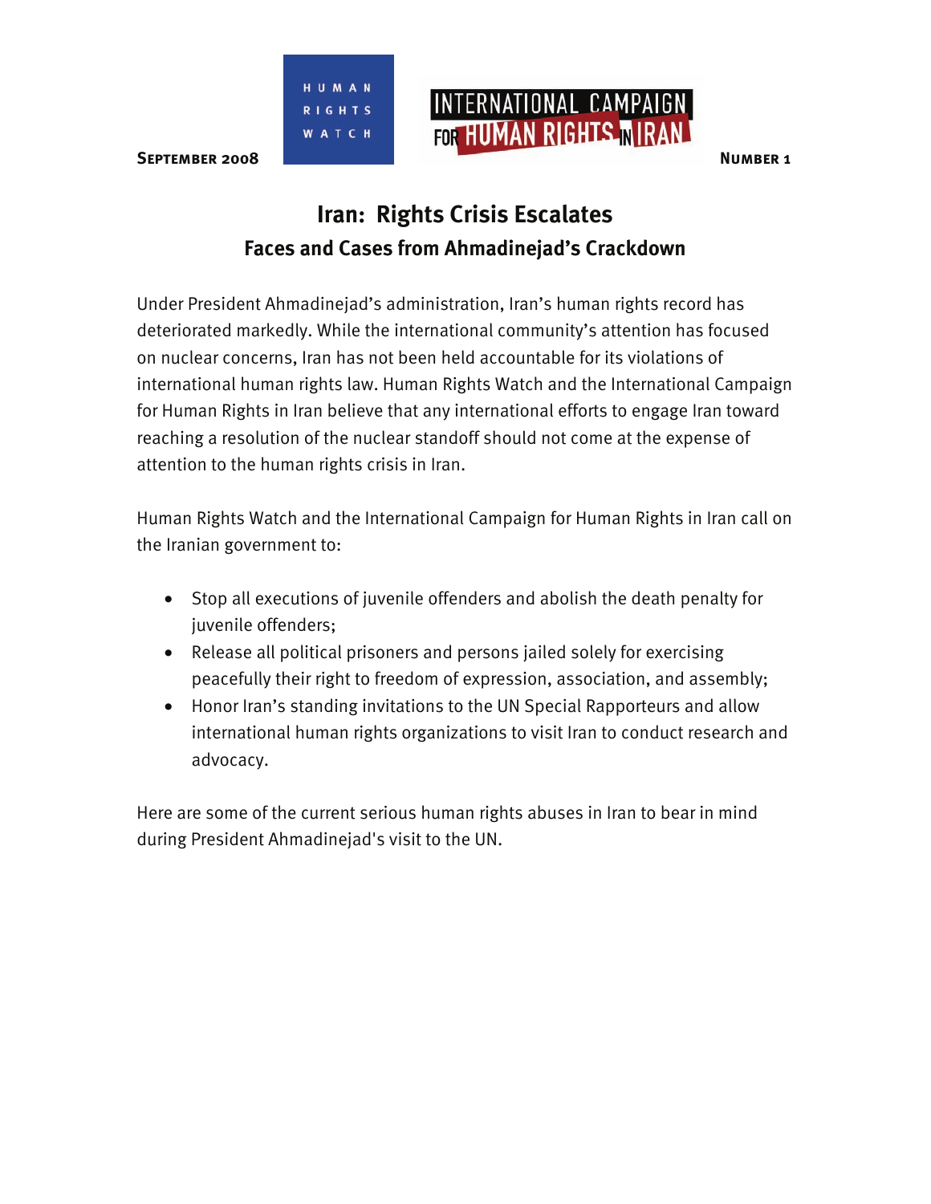SEPTEMBER 2008

HUMAN RIGHTS WATCH

INTERNATIONAL CAMPAIGN FOR HUMAN RIGHTS IN IRAN

NUMBER 1

# Iran: Rights Crisis Escalates

## Faces and Cases from Ahmadinejad's Crackdown

Under President Ahmadinejad's administration, Iran's human rights record has deteriorated markedly. While the international community's attention has focused on nuclear concerns, Iran has not been held accountable for its violations of international human rights law. Human Rights Watch and the International Campaign for Human Rights in Iran believe that any international efforts to engage Iran toward reaching a resolution of the nuclear standoff should not come at the expense of attention to the human rights crisis in Iran.

Human Rights Watch and the International Campaign for Human Rights in Iran call on the Iranian government to:

- Stop all executions of juvenile offenders and abolish the death penalty for juvenile offenders;
- Release all political prisoners and persons jailed solely for exercising peacefully their right to freedom of expression, association, and assembly;
- Honor Iran's standing invitations to the UN Special Rapporteurs and allow international human rights organizations to visit Iran to conduct research and advocacy.

Here are some of the current serious human rights abuses in Iran to bear in mind during President Ahmadinejad's visit to the UN.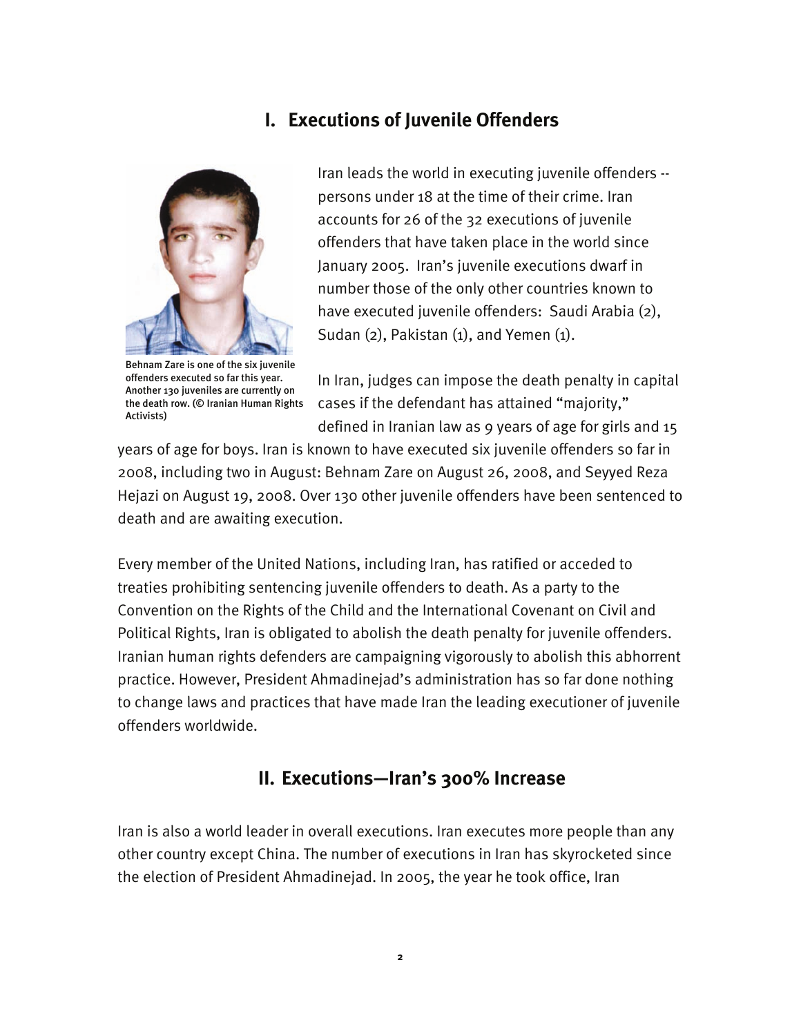## I. Executions of Juvenile Offenders

Behnam Zare is one of the six juvenile offenders executed so far this year. Another 130 juveniles are currently on the death row. (© Iranian Human Rights Activists)

Iran leads the world in executing juvenile offenders -- persons under 18 at the time of their crime. Iran accounts for 26 of the 32 executions of juvenile offenders that have taken place in the world since January 2005. Iran's juvenile executions dwarf in number those of the only other countries known to have executed juvenile offenders: Saudi Arabia (2), Sudan (2), Pakistan (1), and Yemen (1).

In Iran, judges can impose the death penalty in capital cases if the defendant has attained "majority," defined in Iranian law as 9 years of age for girls and 15 years of age for boys. Iran is known to have executed six juvenile offenders so far in 2008, including two in August: Behnam Zare on August 26, 2008, and Seyyed Reza Hejazi on August 19, 2008. Over 130 other juvenile offenders have been sentenced to death and are awaiting execution.

Every member of the United Nations, including Iran, has ratified or acceded to treaties prohibiting sentencing juvenile offenders to death. As a party to the Convention on the Rights of the Child and the International Covenant on Civil and Political Rights, Iran is obligated to abolish the death penalty for juvenile offenders. Iranian human rights defenders are campaigning vigorously to abolish this abhorrent practice. However, President Ahmadinejad's administration has so far done nothing to change laws and practices that have made Iran the leading executioner of juvenile offenders worldwide.

## II. Executions—Iran's 300% Increase

Iran is also a world leader in overall executions. Iran executes more people than any other country except China. The number of executions in Iran has skyrocketed since the election of President Ahmadinejad. In 2005, the year he took office, Iran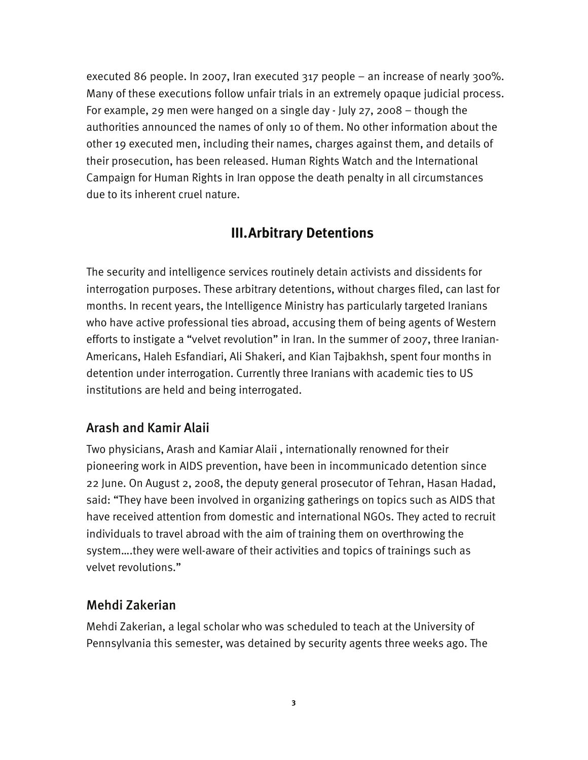executed 86 people. In 2007, Iran executed 317 people – an increase of nearly 300%. Many of these executions follow unfair trials in an extremely opaque judicial process. For example, 29 men were hanged on a single day - July 27, 2008 – though the authorities announced the names of only 10 of them. No other information about the other 19 executed men, including their names, charges against them, and details of their prosecution, has been released. Human Rights Watch and the International Campaign for Human Rights in Iran oppose the death penalty in all circumstances due to its inherent cruel nature.

## III. Arbitrary Detentions

The security and intelligence services routinely detain activists and dissidents for interrogation purposes. These arbitrary detentions, without charges filed, can last for months. In recent years, the Intelligence Ministry has particularly targeted Iranians who have active professional ties abroad, accusing them of being agents of Western efforts to instigate a "velvet revolution" in Iran. In the summer of 2007, three Iranian-Americans, Haleh Esfandiari, Ali Shakeri, and Kian Tajbakhsh, spent four months in detention under interrogation. Currently three Iranians with academic ties to US institutions are held and being interrogated.

### Arash and Kamir Alaii

Two physicians, Arash and Kamiar Alaii , internationally renowned for their pioneering work in AIDS prevention, have been in incommunicado detention since 22 June. On August 2, 2008, the deputy general prosecutor of Tehran, Hasan Hadad, said: "They have been involved in organizing gatherings on topics such as AIDS that have received attention from domestic and international NGOs. They acted to recruit individuals to travel abroad with the aim of training them on overthrowing the system….they were well-aware of their activities and topics of trainings such as velvet revolutions."

### Mehdi Zakerian

Mehdi Zakerian, a legal scholar who was scheduled to teach at the University of Pennsylvania this semester, was detained by security agents three weeks ago. The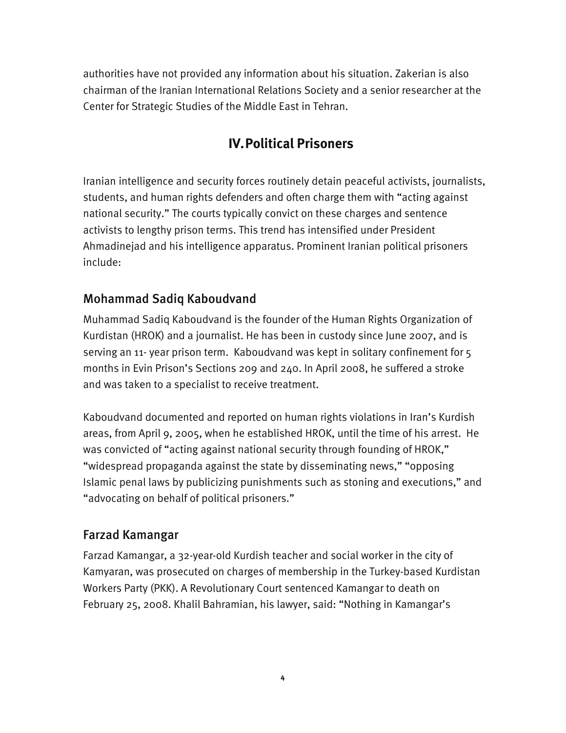authorities have not provided any information about his situation. Zakerian is also chairman of the Iranian International Relations Society and a senior researcher at the Center for Strategic Studies of the Middle East in Tehran.

## IV. Political Prisoners

Iranian intelligence and security forces routinely detain peaceful activists, journalists, students, and human rights defenders and often charge them with "acting against national security." The courts typically convict on these charges and sentence activists to lengthy prison terms. This trend has intensified under President Ahmadinejad and his intelligence apparatus. Prominent Iranian political prisoners include:

### Mohammad Sadiq Kaboudvand

Muhammad Sadiq Kaboudvand is the founder of the Human Rights Organization of Kurdistan (HROK) and a journalist. He has been in custody since June 2007, and is serving an 11- year prison term. Kaboudvand was kept in solitary confinement for 5 months in Evin Prison's Sections 209 and 240. In April 2008, he suffered a stroke and was taken to a specialist to receive treatment.

Kaboudvand documented and reported on human rights violations in Iran's Kurdish areas, from April 9, 2005, when he established HROK, until the time of his arrest. He was convicted of "acting against national security through founding of HROK," "widespread propaganda against the state by disseminating news," "opposing Islamic penal laws by publicizing punishments such as stoning and executions," and "advocating on behalf of political prisoners."

### Farzad Kamangar

Farzad Kamangar, a 32-year-old Kurdish teacher and social worker in the city of Kamyaran, was prosecuted on charges of membership in the Turkey-based Kurdistan Workers Party (PKK). A Revolutionary Court sentenced Kamangar to death on February 25, 2008. Khalil Bahramian, his lawyer, said: "Nothing in Kamangar's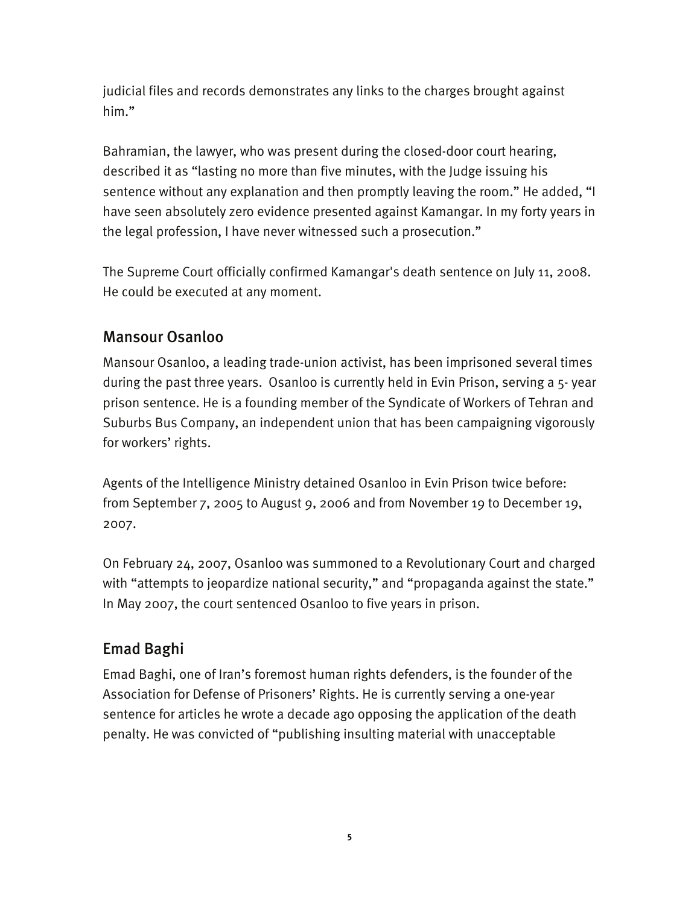judicial files and records demonstrates any links to the charges brought against him."

Bahramian, the lawyer, who was present during the closed-door court hearing, described it as "lasting no more than five minutes, with the Judge issuing his sentence without any explanation and then promptly leaving the room." He added, "I have seen absolutely zero evidence presented against Kamangar. In my forty years in the legal profession, I have never witnessed such a prosecution."

The Supreme Court officially confirmed Kamangar's death sentence on July 11, 2008. He could be executed at any moment.

## Mansour Osanloo

Mansour Osanloo, a leading trade-union activist, has been imprisoned several times during the past three years. Osanloo is currently held in Evin Prison, serving a 5- year prison sentence. He is a founding member of the Syndicate of Workers of Tehran and Suburbs Bus Company, an independent union that has been campaigning vigorously for workers' rights.

Agents of the Intelligence Ministry detained Osanloo in Evin Prison twice before: from September 7, 2005 to August 9, 2006 and from November 19 to December 19, 2007.

On February 24, 2007, Osanloo was summoned to a Revolutionary Court and charged with "attempts to jeopardize national security," and "propaganda against the state." In May 2007, the court sentenced Osanloo to five years in prison.

## Emad Baghi

Emad Baghi, one of Iran's foremost human rights defenders, is the founder of the Association for Defense of Prisoners' Rights. He is currently serving a one-year sentence for articles he wrote a decade ago opposing the application of the death penalty. He was convicted of "publishing insulting material with unacceptable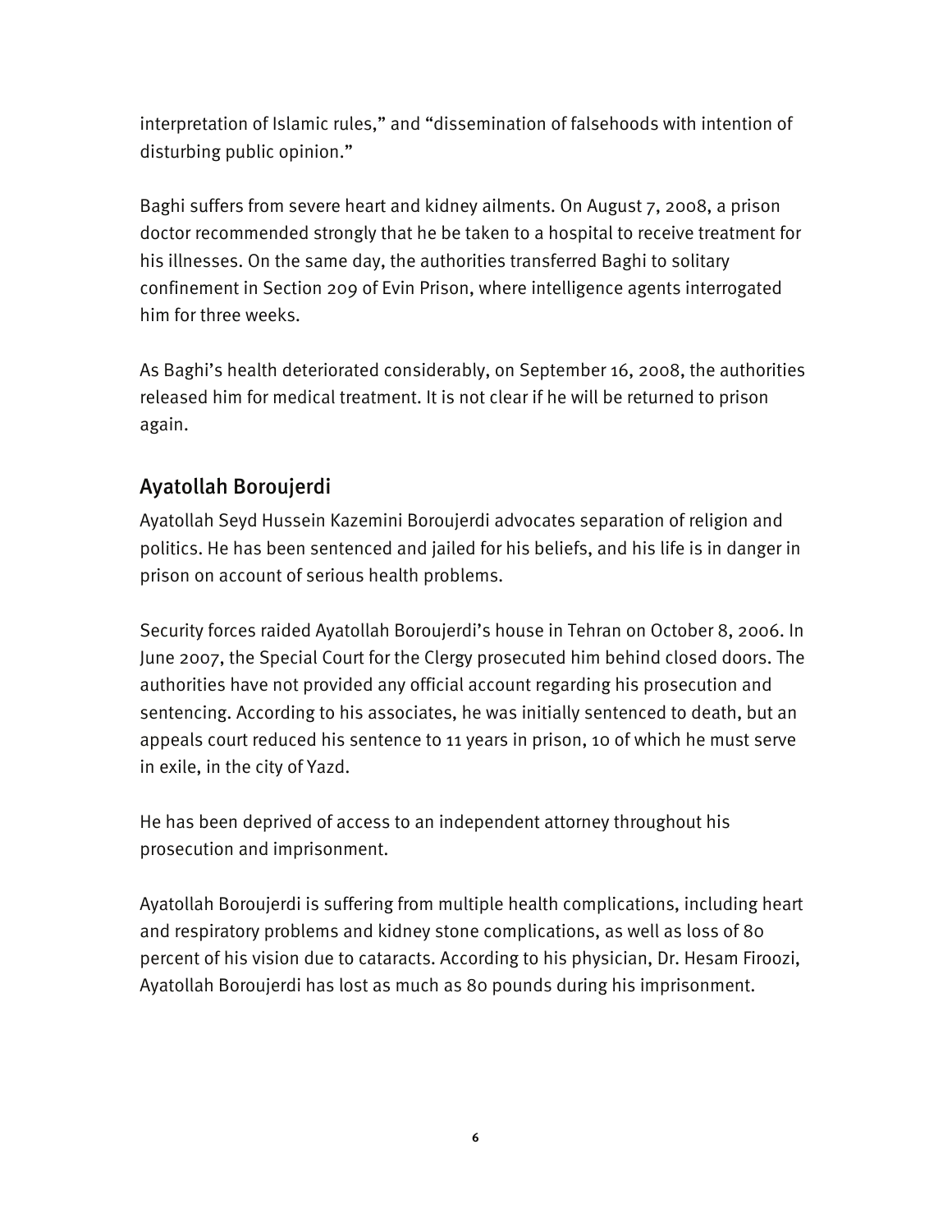interpretation of Islamic rules," and "dissemination of falsehoods with intention of disturbing public opinion."

Baghi suffers from severe heart and kidney ailments. On August 7, 2008, a prison doctor recommended strongly that he be taken to a hospital to receive treatment for his illnesses. On the same day, the authorities transferred Baghi to solitary confinement in Section 209 of Evin Prison, where intelligence agents interrogated him for three weeks.

As Baghi's health deteriorated considerably, on September 16, 2008, the authorities released him for medical treatment. It is not clear if he will be returned to prison again.

## Ayatollah Boroujerdi

Ayatollah Seyd Hussein Kazemini Boroujerdi advocates separation of religion and politics. He has been sentenced and jailed for his beliefs, and his life is in danger in prison on account of serious health problems.

Security forces raided Ayatollah Boroujerdi's house in Tehran on October 8, 2006. In June 2007, the Special Court for the Clergy prosecuted him behind closed doors. The authorities have not provided any official account regarding his prosecution and sentencing. According to his associates, he was initially sentenced to death, but an appeals court reduced his sentence to 11 years in prison, 10 of which he must serve in exile, in the city of Yazd.

He has been deprived of access to an independent attorney throughout his prosecution and imprisonment.

Ayatollah Boroujerdi is suffering from multiple health complications, including heart and respiratory problems and kidney stone complications, as well as loss of 80 percent of his vision due to cataracts. According to his physician, Dr. Hesam Firoozi, Ayatollah Boroujerdi has lost as much as 80 pounds during his imprisonment.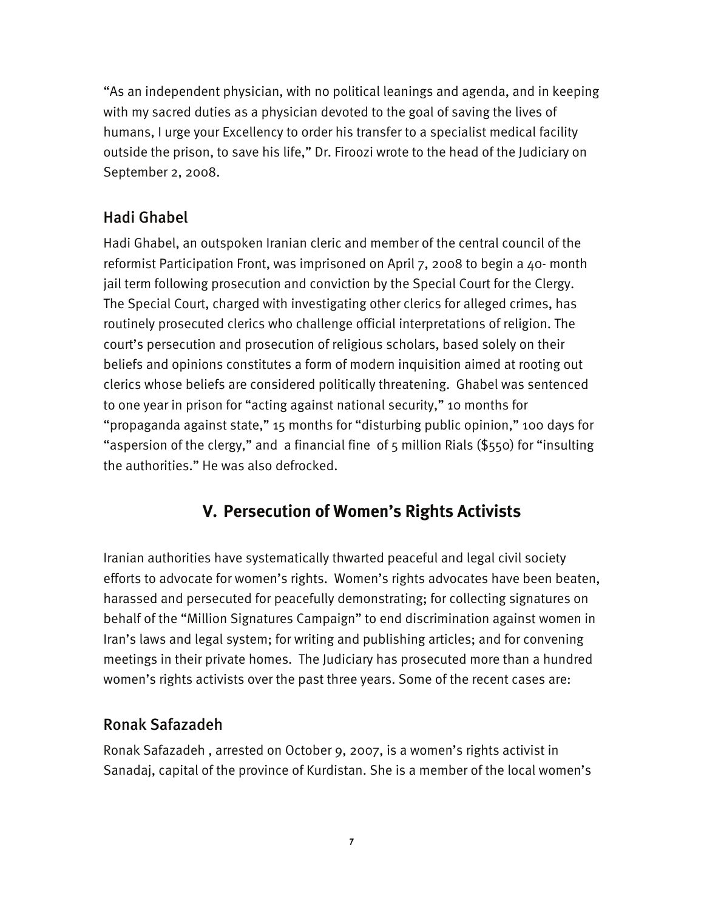"As an independent physician, with no political leanings and agenda, and in keeping with my sacred duties as a physician devoted to the goal of saving the lives of humans, I urge your Excellency to order his transfer to a specialist medical facility outside the prison, to save his life," Dr. Firoozi wrote to the head of the Judiciary on September 2, 2008.

### Hadi Ghabel

Hadi Ghabel, an outspoken Iranian cleric and member of the central council of the reformist Participation Front, was imprisoned on April 7, 2008 to begin a 40- month jail term following prosecution and conviction by the Special Court for the Clergy. The Special Court, charged with investigating other clerics for alleged crimes, has routinely prosecuted clerics who challenge official interpretations of religion. The court's persecution and prosecution of religious scholars, based solely on their beliefs and opinions constitutes a form of modern inquisition aimed at rooting out clerics whose beliefs are considered politically threatening. Ghabel was sentenced to one year in prison for "acting against national security," 10 months for "propaganda against state," 15 months for "disturbing public opinion," 100 days for "aspersion of the clergy," and a financial fine of 5 million Rials ($550) for "insulting the authorities." He was also defrocked.

## V. Persecution of Women's Rights Activists

Iranian authorities have systematically thwarted peaceful and legal civil society efforts to advocate for women's rights. Women's rights advocates have been beaten, harassed and persecuted for peacefully demonstrating; for collecting signatures on behalf of the "Million Signatures Campaign" to end discrimination against women in Iran's laws and legal system; for writing and publishing articles; and for convening meetings in their private homes. The Judiciary has prosecuted more than a hundred women's rights activists over the past three years. Some of the recent cases are:

### Ronak Safazadeh

Ronak Safazadeh , arrested on October 9, 2007, is a women's rights activist in Sanadaj, capital of the province of Kurdistan. She is a member of the local women's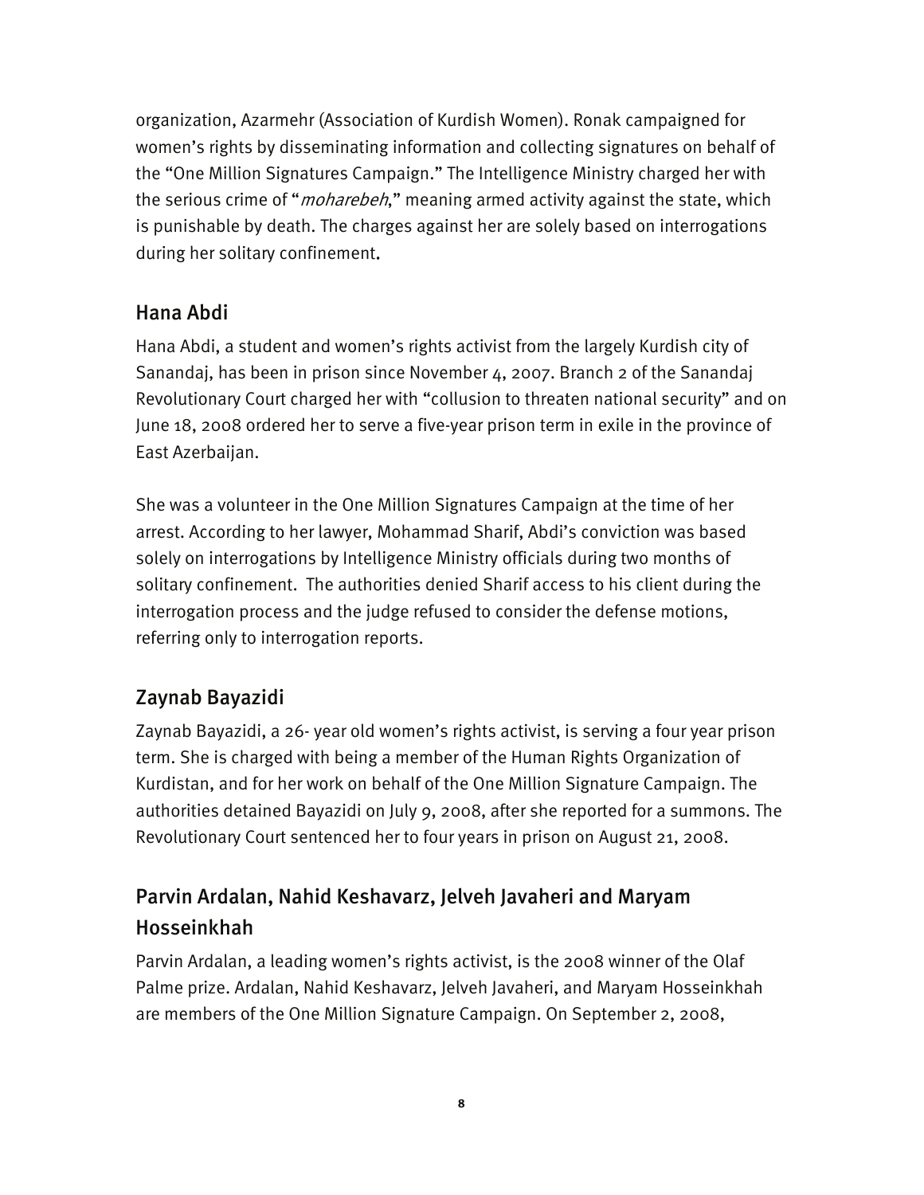organization, Azarmehr (Association of Kurdish Women). Ronak campaigned for women's rights by disseminating information and collecting signatures on behalf of the "One Million Signatures Campaign." The Intelligence Ministry charged her with the serious crime of "*moharebeh*," meaning armed activity against the state, which is punishable by death. The charges against her are solely based on interrogations during her solitary confinement.

## Hana Abdi

Hana Abdi, a student and women's rights activist from the largely Kurdish city of Sanandaj, has been in prison since November 4, 2007. Branch 2 of the Sanandaj Revolutionary Court charged her with "collusion to threaten national security" and on June 18, 2008 ordered her to serve a five-year prison term in exile in the province of East Azerbaijan.

She was a volunteer in the One Million Signatures Campaign at the time of her arrest. According to her lawyer, Mohammad Sharif, Abdi's conviction was based solely on interrogations by Intelligence Ministry officials during two months of solitary confinement. The authorities denied Sharif access to his client during the interrogation process and the judge refused to consider the defense motions, referring only to interrogation reports.

## Zaynab Bayazidi

Zaynab Bayazidi, a 26- year old women's rights activist, is serving a four year prison term. She is charged with being a member of the Human Rights Organization of Kurdistan, and for her work on behalf of the One Million Signature Campaign. The authorities detained Bayazidi on July 9, 2008, after she reported for a summons. The Revolutionary Court sentenced her to four years in prison on August 21, 2008.

## Parvin Ardalan, Nahid Keshavarz, Jelveh Javaheri and Maryam Hosseinkhah

Parvin Ardalan, a leading women's rights activist, is the 2008 winner of the Olaf Palme prize. Ardalan, Nahid Keshavarz, Jelveh Javaheri, and Maryam Hosseinkhah are members of the One Million Signature Campaign. On September 2, 2008,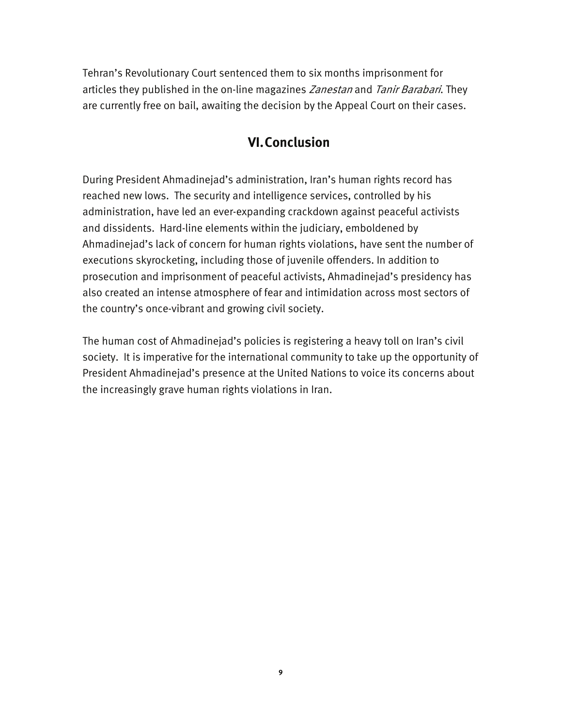Tehran's Revolutionary Court sentenced them to six months imprisonment for articles they published in the on-line magazines *Zanestan* and *Tanir Barabari*. They are currently free on bail, awaiting the decision by the Appeal Court on their cases.

## VI. Conclusion

During President Ahmadinejad's administration, Iran's human rights record has reached new lows. The security and intelligence services, controlled by his administration, have led an ever-expanding crackdown against peaceful activists and dissidents. Hard-line elements within the judiciary, emboldened by Ahmadinejad's lack of concern for human rights violations, have sent the number of executions skyrocketing, including those of juvenile offenders. In addition to prosecution and imprisonment of peaceful activists, Ahmadinejad's presidency has also created an intense atmosphere of fear and intimidation across most sectors of the country's once-vibrant and growing civil society.

The human cost of Ahmadinejad's policies is registering a heavy toll on Iran's civil society. It is imperative for the international community to take up the opportunity of President Ahmadinejad's presence at the United Nations to voice its concerns about the increasingly grave human rights violations in Iran.